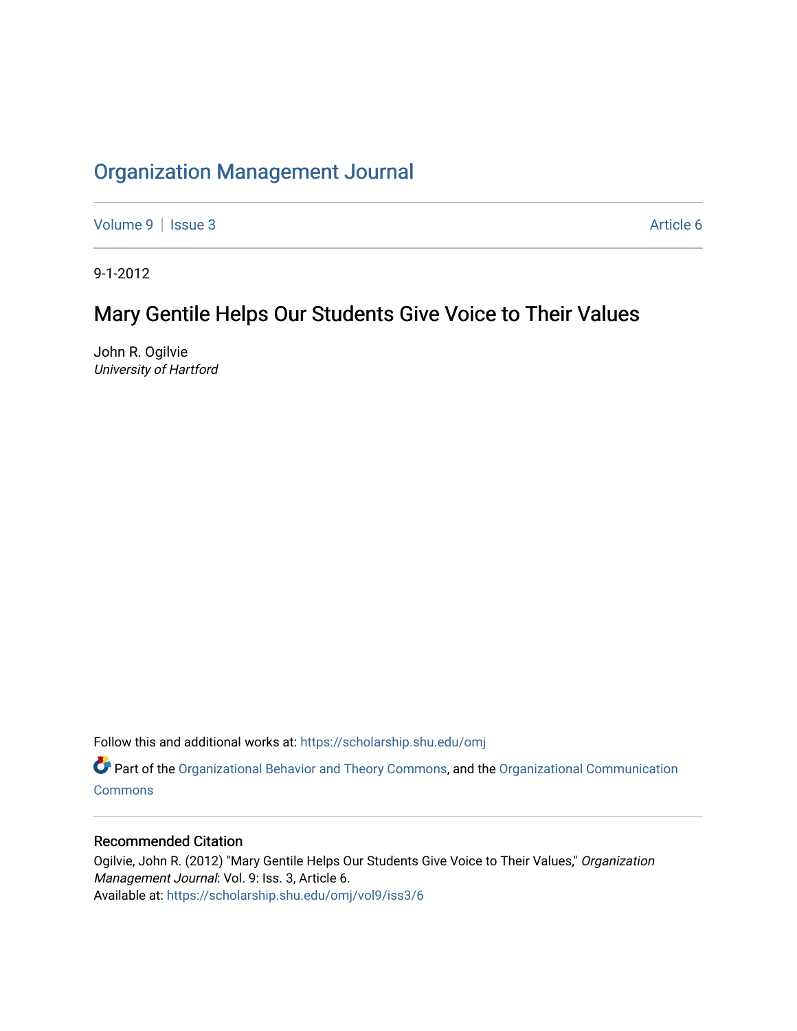# Organization Management Journal

Volume 9 | Issue 3 Article 6

9-1-2012

## Mary Gentile Helps Our Students Give Voice to Their Values

John R. Ogilvie
*University of Hartford*

Follow this and additional works at: https://scholarship.shu.edu/omj

Part of the Organizational Behavior and Theory Commons, and the Organizational Communication Commons

### Recommended Citation

Ogilvie, John R. (2012) "Mary Gentile Helps Our Students Give Voice to Their Values," *Organization Management Journal*: Vol. 9: Iss. 3, Article 6.
Available at: https://scholarship.shu.edu/omj/vol9/iss3/6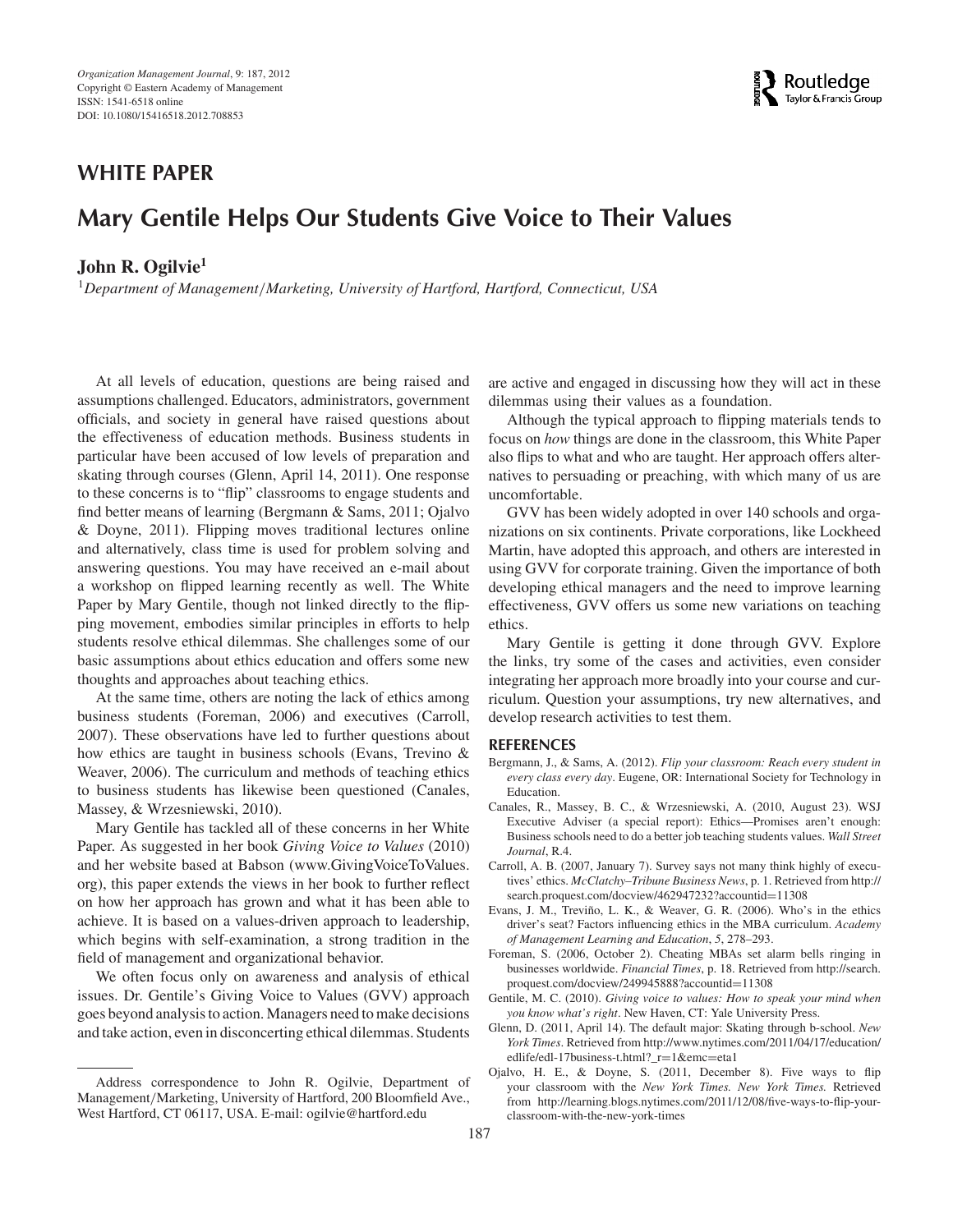## WHITE PAPER

# Mary Gentile Helps Our Students Give Voice to Their Values

**John R. Ogilvie**[1]

[1]*Department of Management/Marketing, University of Hartford, Hartford, Connecticut, USA*

At all levels of education, questions are being raised and assumptions challenged. Educators, administrators, government officials, and society in general have raised questions about the effectiveness of education methods. Business students in particular have been accused of low levels of preparation and skating through courses (Glenn, April 14, 2011). One response to these concerns is to "flip" classrooms to engage students and find better means of learning (Bergmann & Sams, 2011; Ojalvo & Doyne, 2011). Flipping moves traditional lectures online and alternatively, class time is used for problem solving and answering questions. You may have received an e-mail about a workshop on flipped learning recently as well. The White Paper by Mary Gentile, though not linked directly to the flipping movement, embodies similar principles in efforts to help students resolve ethical dilemmas. She challenges some of our basic assumptions about ethics education and offers some new thoughts and approaches about teaching ethics.

At the same time, others are noting the lack of ethics among business students (Foreman, 2006) and executives (Carroll, 2007). These observations have led to further questions about how ethics are taught in business schools (Evans, Trevino & Weaver, 2006). The curriculum and methods of teaching ethics to business students has likewise been questioned (Canales, Massey, & Wrzesniewski, 2010).

Mary Gentile has tackled all of these concerns in her White Paper. As suggested in her book *Giving Voice to Values* (2010) and her website based at Babson (www.GivingVoiceToValues.org), this paper extends the views in her book to further reflect on how her approach has grown and what it has been able to achieve. It is based on a values-driven approach to leadership, which begins with self-examination, a strong tradition in the field of management and organizational behavior.

We often focus only on awareness and analysis of ethical issues. Dr. Gentile's Giving Voice to Values (GVV) approach goes beyond analysis to action. Managers need to make decisions and take action, even in disconcerting ethical dilemmas. Students are active and engaged in discussing how they will act in these dilemmas using their values as a foundation.

Although the typical approach to flipping materials tends to focus on *how* things are done in the classroom, this White Paper also flips to what and who are taught. Her approach offers alternatives to persuading or preaching, with which many of us are uncomfortable.

GVV has been widely adopted in over 140 schools and organizations on six continents. Private corporations, like Lockheed Martin, have adopted this approach, and others are interested in using GVV for corporate training. Given the importance of both developing ethical managers and the need to improve learning effectiveness, GVV offers us some new variations on teaching ethics.

Mary Gentile is getting it done through GVV. Explore the links, try some of the cases and activities, even consider integrating her approach more broadly into your course and curriculum. Question your assumptions, try new alternatives, and develop research activities to test them.

## REFERENCES

Bergmann, J., & Sams, A. (2012). *Flip your classroom: Reach every student in every class every day*. Eugene, OR: International Society for Technology in Education.

Canales, R., Massey, B. C., & Wrzesniewski, A. (2010, August 23). WSJ Executive Adviser (a special report): Ethics—Promises aren't enough: Business schools need to do a better job teaching students values. *Wall Street Journal*, R.4.

Carroll, A. B. (2007, January 7). Survey says not many think highly of executives' ethics. *McClatchy–Tribune Business News*, p. 1. Retrieved from http://search.proquest.com/docview/462947232?accountid=11308

Evans, J. M., Treviño, L. K., & Weaver, G. R. (2006). Who's in the ethics driver's seat? Factors influencing ethics in the MBA curriculum. *Academy of Management Learning and Education*, *5*, 278–293.

Foreman, S. (2006, October 2). Cheating MBAs set alarm bells ringing in businesses worldwide. *Financial Times*, p. 18. Retrieved from http://search.proquest.com/docview/249945888?accountid=11308

Gentile, M. C. (2010). *Giving voice to values: How to speak your mind when you know what's right*. New Haven, CT: Yale University Press.

Glenn, D. (2011, April 14). The default major: Skating through b-school. *New York Times*. Retrieved from http://www.nytimes.com/2011/04/17/education/edlife/edl-17business-t.html?_r=1&emc=eta1

Ojalvo, H. E., & Doyne, S. (2011, December 8). Five ways to flip your classroom with the *New York Times. New York Times.* Retrieved from http://learning.blogs.nytimes.com/2011/12/08/five-ways-to-flip-your-classroom-with-the-new-york-times

Address correspondence to John R. Ogilvie, Department of Management/Marketing, University of Hartford, 200 Bloomfield Ave., West Hartford, CT 06117, USA. E-mail: ogilvie@hartford.edu